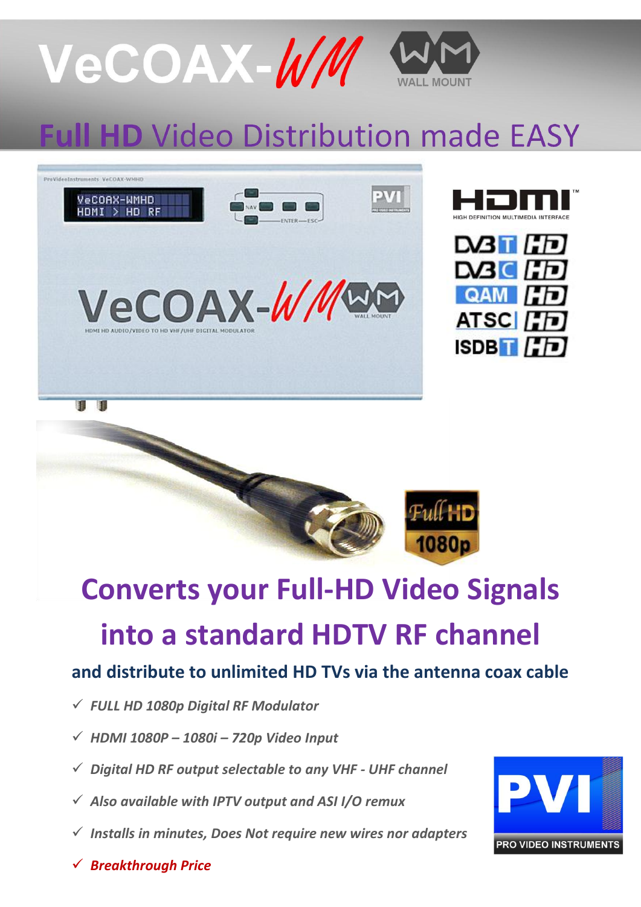# VeCOAX-WM

WALL MOUNT

## Full HD Video Distribution made EASY

HDMI
HIGH DEFINITION MULTIMEDIA INTERFACE

DVB T HD
DVB C HD
QAM HD
ATSC HD
ISDB T HD

Full HD 1080p

## Converts your Full-HD Video Signals into a standard HDTV RF channel

### and distribute to unlimited HD TVs via the antenna coax cable

- ✓ *FULL HD 1080p Digital RF Modulator*
- ✓ *HDMI 1080P – 1080i – 720p Video Input*
- ✓ *Digital HD RF output selectable to any VHF - UHF channel*
- ✓ *Also available with IPTV output and ASI I/O remux*
- ✓ *Installs in minutes, Does Not require new wires nor adapters*
- ✓ ***Breakthrough Price***

PVI
PRO VIDEO INSTRUMENTS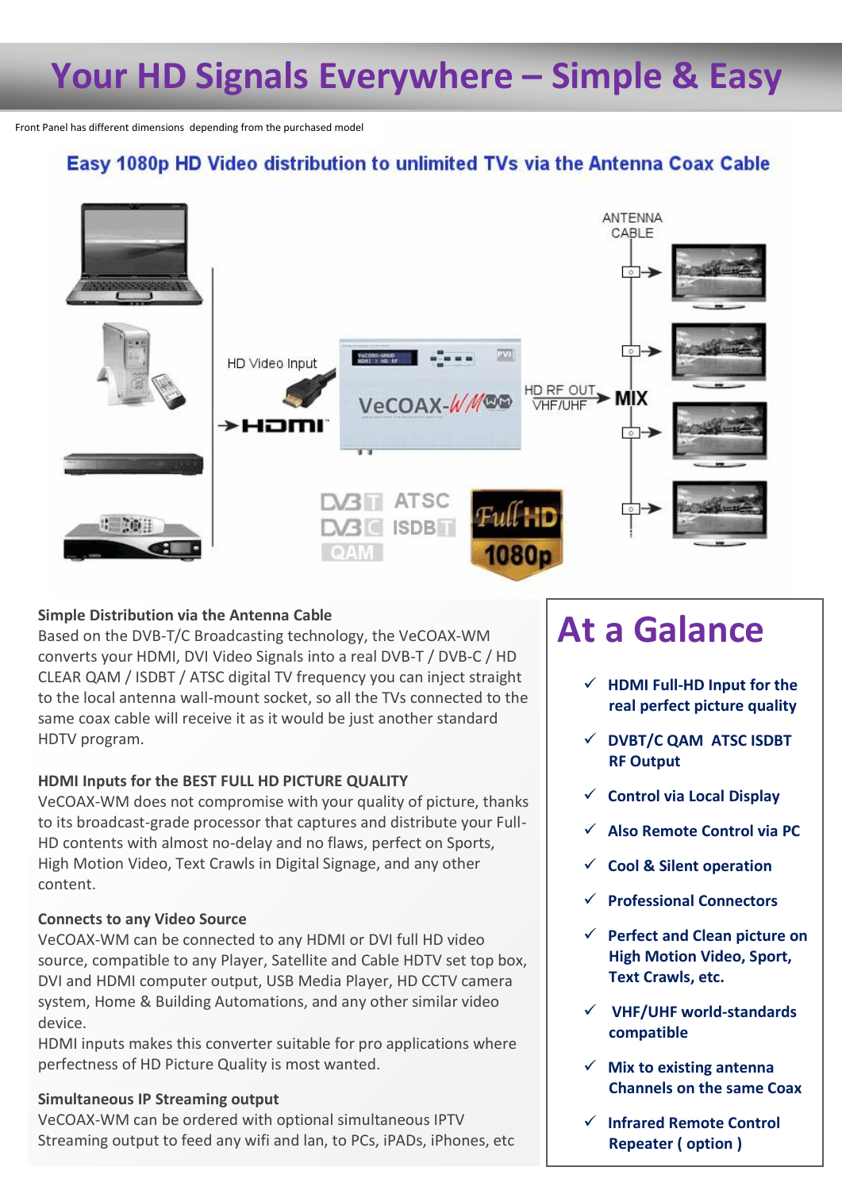# Your HD Signals Everywhere – Simple & Easy

Front Panel has different dimensions depending from the purchased model

## Easy 1080p HD Video distribution to unlimited TVs via the Antenna Coax Cable

HD Video Input

HDMI

VeCOAX-WM

HD RF OUT VHF/UHF

MIX

ANTENNA CABLE

DVB-T ATSC DVB-C ISDB-T QAM

Full HD 1080p

**Simple Distribution via the Antenna Cable**

Based on the DVB-T/C Broadcasting technology, the VeCOAX-WM converts your HDMI, DVI Video Signals into a real DVB-T / DVB-C / HD CLEAR QAM / ISDBT / ATSC digital TV frequency you can inject straight to the local antenna wall-mount socket, so all the TVs connected to the same coax cable will receive it as it would be just another standard HDTV program.

**HDMI Inputs for the BEST FULL HD PICTURE QUALITY**

VeCOAX-WM does not compromise with your quality of picture, thanks to its broadcast-grade processor that captures and distribute your Full-HD contents with almost no-delay and no flaws, perfect on Sports, High Motion Video, Text Crawls in Digital Signage, and any other content.

**Connects to any Video Source**

VeCOAX-WM can be connected to any HDMI or DVI full HD video source, compatible to any Player, Satellite and Cable HDTV set top box, DVI and HDMI computer output, USB Media Player, HD CCTV camera system, Home & Building Automations, and any other similar video device.

HDMI inputs makes this converter suitable for pro applications where perfectness of HD Picture Quality is most wanted.

**Simultaneous IP Streaming output**

VeCOAX-WM can be ordered with optional simultaneous IPTV Streaming output to feed any wifi and lan, to PCs, iPADs, iPhones, etc

## At a Galance

- ✓ **HDMI Full-HD Input for the real perfect picture quality**
- ✓ **DVBT/C QAM ATSC ISDBT RF Output**
- ✓ **Control via Local Display**
- ✓ **Also Remote Control via PC**
- ✓ **Cool & Silent operation**
- ✓ **Professional Connectors**
- ✓ **Perfect and Clean picture on High Motion Video, Sport, Text Crawls, etc.**
- ✓ **VHF/UHF world-standards compatible**
- ✓ **Mix to existing antenna Channels on the same Coax**
- ✓ **Infrared Remote Control Repeater ( option )**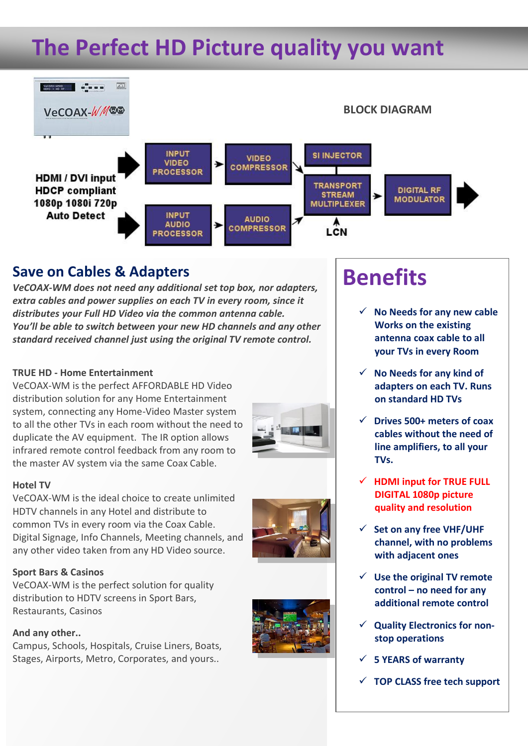# The Perfect HD Picture quality you want

BLOCK DIAGRAM

HDMI / DVI input
HDCP compliant
1080p 1080i 720p
Auto Detect

INPUT VIDEO PROCESSOR → VIDEO COMPRESSOR → SI INJECTOR / TRANSPORT STREAM MULTIPLEXER → DIGITAL RF MODULATOR

INPUT AUDIO PROCESSOR → AUDIO COMPRESSOR → TRANSPORT STREAM MULTIPLEXER

LCN

## Save on Cables & Adapters

*VeCOAX-WM does not need any additional set top box, nor adapters, extra cables and power supplies on each TV in every room, since it distributes your Full HD Video via the common antenna cable.*
*You'll be able to switch between your new HD channels and any other standard received channel just using the original TV remote control.*

**TRUE HD - Home Entertainment**
VeCOAX-WM is the perfect AFFORDABLE HD Video distribution solution for any Home Entertainment system, connecting any Home-Video Master system to all the other TVs in each room without the need to duplicate the AV equipment. The IR option allows infrared remote control feedback from any room to the master AV system via the same Coax Cable.

**Hotel TV**
VeCOAX-WM is the ideal choice to create unlimited HDTV channels in any Hotel and distribute to common TVs in every room via the Coax Cable. Digital Signage, Info Channels, Meeting channels, and any other video taken from any HD Video source.

**Sport Bars & Casinos**
VeCOAX-WM is the perfect solution for quality distribution to HDTV screens in Sport Bars, Restaurants, Casinos

**And any other..**
Campus, Schools, Hospitals, Cruise Liners, Boats, Stages, Airports, Metro, Corporates, and yours..

# Benefits

- ✓ **No Needs for any new cable Works on the existing antenna coax cable to all your TVs in every Room**
- ✓ **No Needs for any kind of adapters on each TV. Runs on standard HD TVs**
- ✓ **Drives 500+ meters of coax cables without the need of line amplifiers, to all your TVs.**
- ✓ **HDMI input for TRUE FULL DIGITAL 1080p picture quality and resolution**
- ✓ **Set on any free VHF/UHF channel, with no problems with adjacent ones**
- ✓ **Use the original TV remote control – no need for any additional remote control**
- ✓ **Quality Electronics for non-stop operations**
- ✓ **5 YEARS of warranty**
- ✓ **TOP CLASS free tech support**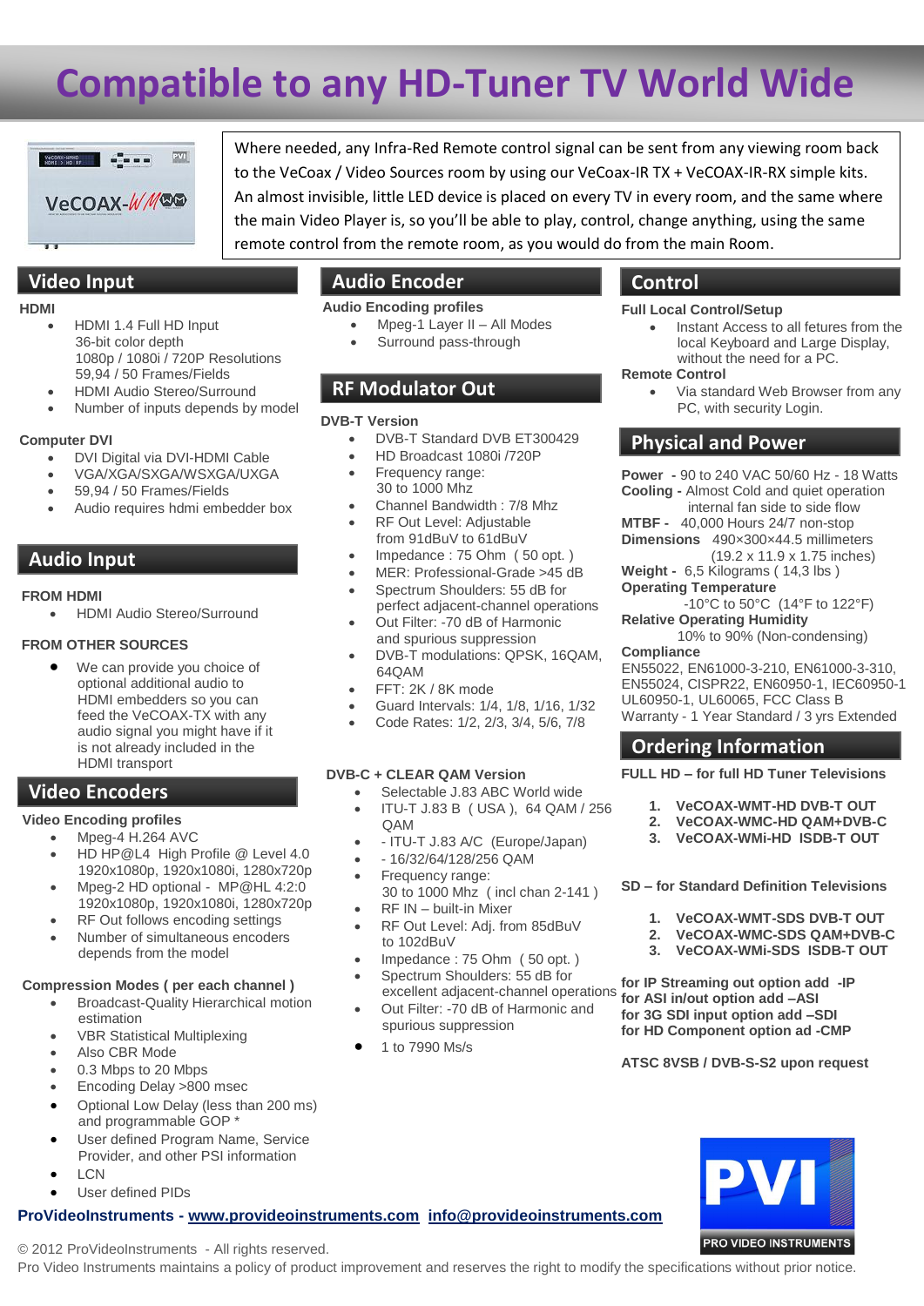# Compatible to any HD-Tuner TV World Wide

Where needed, any Infra-Red Remote control signal can be sent from any viewing room back to the VeCoax / Video Sources room by using our VeCoax-IR TX + VeCOAX-IR-RX simple kits. An almost invisible, little LED device is placed on every TV in every room, and the same where the main Video Player is, so you'll be able to play, control, change anything, using the same remote control from the remote room, as you would do from the main Room.

## Video Input

**HDMI**

- HDMI 1.4 Full HD Input
  36-bit color depth
  1080p / 1080i / 720P Resolutions
  59,94 / 50 Frames/Fields
- HDMI Audio Stereo/Surround
- Number of inputs depends by model

**Computer DVI**

- DVI Digital via DVI-HDMI Cable
- VGA/XGA/SXGA/WSXGA/UXGA
- 59,94 / 50 Frames/Fields
- Audio requires hdmi embedder box

## Audio Input

**FROM HDMI**

- HDMI Audio Stereo/Surround

**FROM OTHER SOURCES**

- We can provide you choice of optional additional audio to HDMI embedders so you can feed the VeCOAX-TX with any audio signal you might have if it is not already included in the HDMI transport

## Video Encoders

**Video Encoding profiles**

- Mpeg-4 H.264 AVC
- HD HP@L4 High Profile @ Level 4.0
  1920x1080p, 1920x1080i, 1280x720p
- Mpeg-2 HD optional - MP@HL 4:2:0
  1920x1080p, 1920x1080i, 1280x720p
- RF Out follows encoding settings
- Number of simultaneous encoders depends from the model

**Compression Modes ( per each channel )**

- Broadcast-Quality Hierarchical motion estimation
- VBR Statistical Multiplexing
- Also CBR Mode
- 0.3 Mbps to 20 Mbps
- Encoding Delay >800 msec
- Optional Low Delay (less than 200 ms) and programmable GOP *
- User defined Program Name, Service Provider, and other PSI information
- LCN
- User defined PIDs

## Audio Encoder

**Audio Encoding profiles**

- Mpeg-1 Layer II – All Modes
- Surround pass-through

## RF Modulator Out

**DVB-T Version**

- DVB-T Standard DVB ET300429
- HD Broadcast 1080i /720P
- Frequency range:
  30 to 1000 Mhz
- Channel Bandwidth : 7/8 Mhz
- RF Out Level: Adjustable
  from 91dBuV to 61dBuV
- Impedance : 75 Ohm ( 50 opt. )
- MER: Professional-Grade >45 dB
- Spectrum Shoulders: 55 dB for perfect adjacent-channel operations
- Out Filter: -70 dB of Harmonic and spurious suppression
- DVB-T modulations: QPSK, 16QAM, 64QAM
- FFT: 2K / 8K mode
- Guard Intervals: 1/4, 1/8, 1/16, 1/32
- Code Rates: 1/2, 2/3, 3/4, 5/6, 7/8

**DVB-C + CLEAR QAM Version**

- Selectable J.83 ABC World wide
- ITU-T J.83 B ( USA ), 64 QAM / 256 QAM
- - ITU-T J.83 A/C (Europe/Japan)
- - 16/32/64/128/256 QAM
- Frequency range:
  30 to 1000 Mhz ( incl chan 2-141 )
- RF IN – built-in Mixer
- RF Out Level: Adj. from 85dBuV to 102dBuV
- Impedance : 75 Ohm ( 50 opt. )
- Spectrum Shoulders: 55 dB for excellent adjacent-channel operations
- Out Filter: -70 dB of Harmonic and spurious suppression
- 1 to 7990 Ms/s

## Control

**Full Local Control/Setup**

- Instant Access to all fetures from the local Keyboard and Large Display, without the need for a PC.

**Remote Control**

- Via standard Web Browser from any PC, with security Login.

## Physical and Power

**Power** - 90 to 240 VAC 50/60 Hz - 18 Watts
**Cooling** - Almost Cold and quiet operation internal fan side to side flow
**MTBF** - 40,000 Hours 24/7 non-stop
**Dimensions** 490×300×44.5 millimeters (19.2 x 11.9 x 1.75 inches)
**Weight** - 6,5 Kilograms ( 14,3 lbs )
**Operating Temperature**
-10°C to 50°C (14°F to 122°F)
**Relative Operating Humidity**
10% to 90% (Non-condensing)
**Compliance**
EN55022, EN61000-3-210, EN61000-3-310, EN55024, CISPR22, EN60950-1, IEC60950-1 UL60950-1, UL60065, FCC Class B
Warranty - 1 Year Standard / 3 yrs Extended

## Ordering Information

**FULL HD – for full HD Tuner Televisions**

1. **VeCOAX-WMT-HD DVB-T OUT**
2. **VeCOAX-WMC-HD QAM+DVB-C**
3. **VeCOAX-WMi-HD ISDB-T OUT**

**SD – for Standard Definition Televisions**

1. **VeCOAX-WMT-SDS DVB-T OUT**
2. **VeCOAX-WMC-SDS QAM+DVB-C**
3. **VeCOAX-WMi-SDS ISDB-T OUT**

**for IP Streaming out option add -IP**
**for ASI in/out option add –ASI**
**for 3G SDI input option add –SDI**
**for HD Component option ad -CMP**

**ATSC 8VSB / DVB-S-S2 upon request**

**ProVideoInstruments - www.provideoinstruments.com info@provideoinstruments.com**

PRO VIDEO INSTRUMENTS

© 2012 ProVideoInstruments - All rights reserved.
Pro Video Instruments maintains a policy of product improvement and reserves the right to modify the specifications without prior notice.